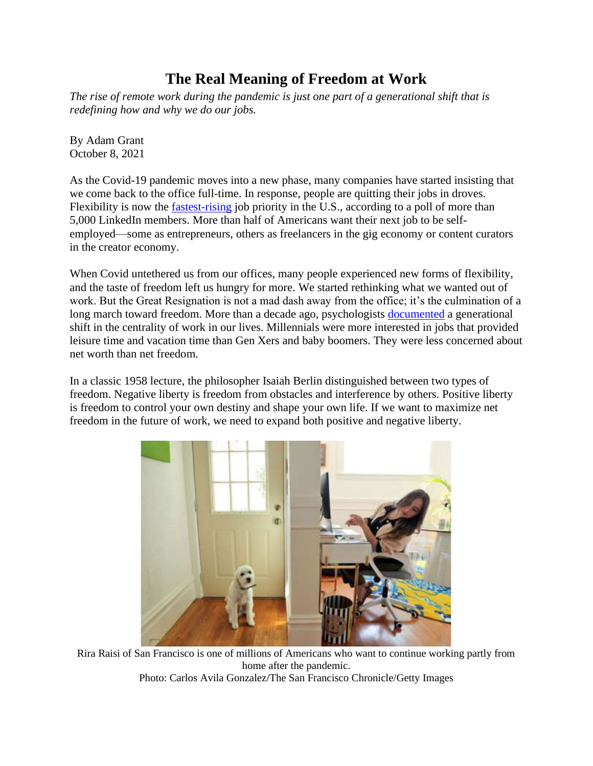# The Real Meaning of Freedom at Work

*The rise of remote work during the pandemic is just one part of a generational shift that is redefining how and why we do our jobs.*

By Adam Grant
October 8, 2021

As the Covid-19 pandemic moves into a new phase, many companies have started insisting that we come back to the office full-time. In response, people are quitting their jobs in droves. Flexibility is now the fastest-rising job priority in the U.S., according to a poll of more than 5,000 LinkedIn members. More than half of Americans want their next job to be self-employed—some as entrepreneurs, others as freelancers in the gig economy or content curators in the creator economy.

When Covid untethered us from our offices, many people experienced new forms of flexibility, and the taste of freedom left us hungry for more. We started rethinking what we wanted out of work. But the Great Resignation is not a mad dash away from the office; it's the culmination of a long march toward freedom. More than a decade ago, psychologists documented a generational shift in the centrality of work in our lives. Millennials were more interested in jobs that provided leisure time and vacation time than Gen Xers and baby boomers. They were less concerned about net worth than net freedom.

In a classic 1958 lecture, the philosopher Isaiah Berlin distinguished between two types of freedom. Negative liberty is freedom from obstacles and interference by others. Positive liberty is freedom to control your own destiny and shape your own life. If we want to maximize net freedom in the future of work, we need to expand both positive and negative liberty.

Rira Raisi of San Francisco is one of millions of Americans who want to continue working partly from home after the pandemic.
Photo: Carlos Avila Gonzalez/The San Francisco Chronicle/Getty Images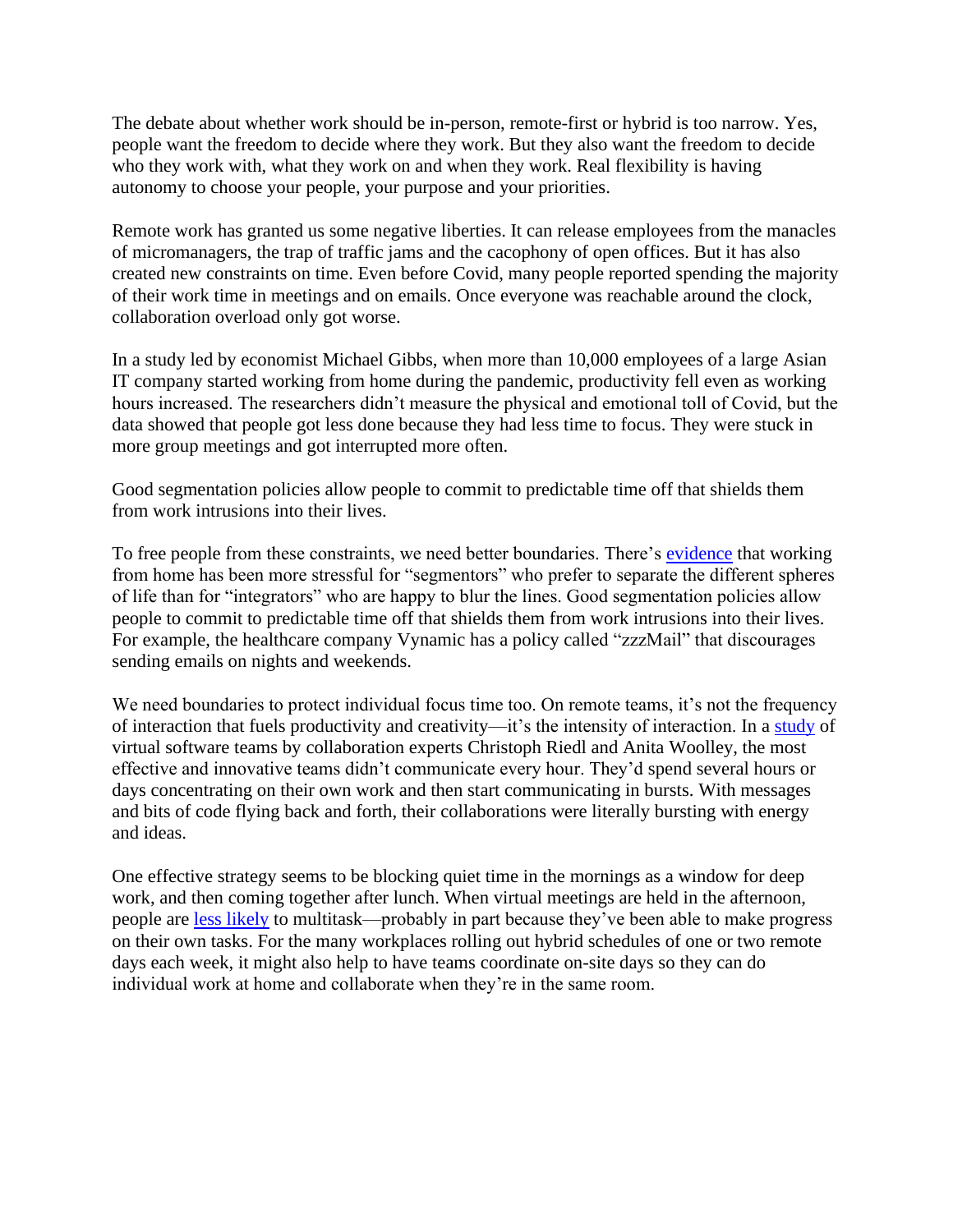The debate about whether work should be in-person, remote-first or hybrid is too narrow. Yes, people want the freedom to decide where they work. But they also want the freedom to decide who they work with, what they work on and when they work. Real flexibility is having autonomy to choose your people, your purpose and your priorities.

Remote work has granted us some negative liberties. It can release employees from the manacles of micromanagers, the trap of traffic jams and the cacophony of open offices. But it has also created new constraints on time. Even before Covid, many people reported spending the majority of their work time in meetings and on emails. Once everyone was reachable around the clock, collaboration overload only got worse.

In a study led by economist Michael Gibbs, when more than 10,000 employees of a large Asian IT company started working from home during the pandemic, productivity fell even as working hours increased. The researchers didn't measure the physical and emotional toll of Covid, but the data showed that people got less done because they had less time to focus. They were stuck in more group meetings and got interrupted more often.

Good segmentation policies allow people to commit to predictable time off that shields them from work intrusions into their lives.

To free people from these constraints, we need better boundaries. There's [evidence](#) that working from home has been more stressful for "segmentors" who prefer to separate the different spheres of life than for "integrators" who are happy to blur the lines. Good segmentation policies allow people to commit to predictable time off that shields them from work intrusions into their lives. For example, the healthcare company Vynamic has a policy called "zzzMail" that discourages sending emails on nights and weekends.

We need boundaries to protect individual focus time too. On remote teams, it's not the frequency of interaction that fuels productivity and creativity—it's the intensity of interaction. In a [study](#) of virtual software teams by collaboration experts Christoph Riedl and Anita Woolley, the most effective and innovative teams didn't communicate every hour. They'd spend several hours or days concentrating on their own work and then start communicating in bursts. With messages and bits of code flying back and forth, their collaborations were literally bursting with energy and ideas.

One effective strategy seems to be blocking quiet time in the mornings as a window for deep work, and then coming together after lunch. When virtual meetings are held in the afternoon, people are [less likely](#) to multitask—probably in part because they've been able to make progress on their own tasks. For the many workplaces rolling out hybrid schedules of one or two remote days each week, it might also help to have teams coordinate on-site days so they can do individual work at home and collaborate when they're in the same room.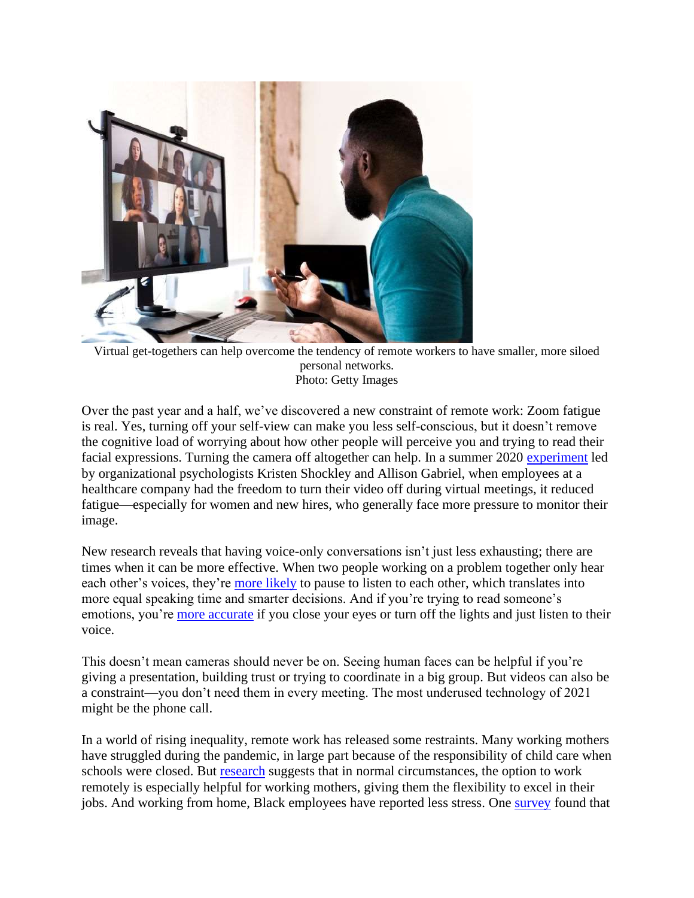Virtual get-togethers can help overcome the tendency of remote workers to have smaller, more siloed personal networks.
Photo: Getty Images

Over the past year and a half, we've discovered a new constraint of remote work: Zoom fatigue is real. Yes, turning off your self-view can make you less self-conscious, but it doesn't remove the cognitive load of worrying about how other people will perceive you and trying to read their facial expressions. Turning the camera off altogether can help. In a summer 2020 experiment led by organizational psychologists Kristen Shockley and Allison Gabriel, when employees at a healthcare company had the freedom to turn their video off during virtual meetings, it reduced fatigue—especially for women and new hires, who generally face more pressure to monitor their image.

New research reveals that having voice-only conversations isn't just less exhausting; there are times when it can be more effective. When two people working on a problem together only hear each other's voices, they're more likely to pause to listen to each other, which translates into more equal speaking time and smarter decisions. And if you're trying to read someone's emotions, you're more accurate if you close your eyes or turn off the lights and just listen to their voice.

This doesn't mean cameras should never be on. Seeing human faces can be helpful if you're giving a presentation, building trust or trying to coordinate in a big group. But videos can also be a constraint—you don't need them in every meeting. The most underused technology of 2021 might be the phone call.

In a world of rising inequality, remote work has released some restraints. Many working mothers have struggled during the pandemic, in large part because of the responsibility of child care when schools were closed. But research suggests that in normal circumstances, the option to work remotely is especially helpful for working mothers, giving them the flexibility to excel in their jobs. And working from home, Black employees have reported less stress. One survey found that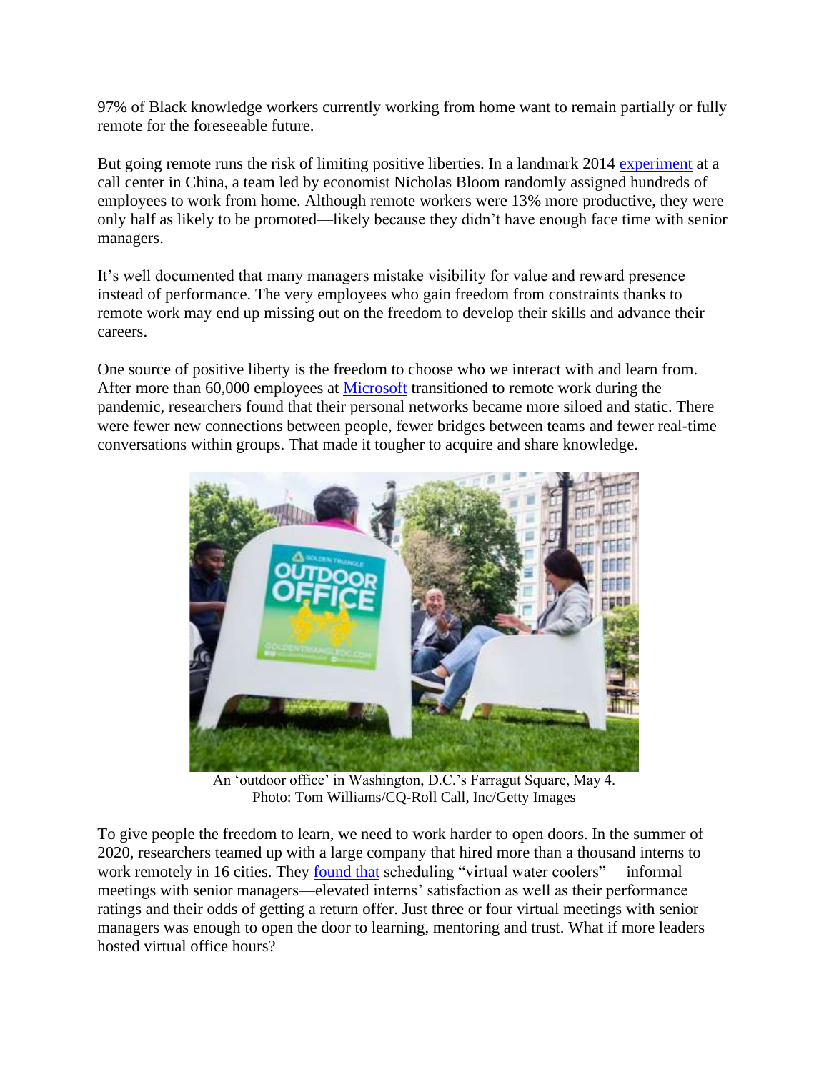97% of Black knowledge workers currently working from home want to remain partially or fully remote for the foreseeable future.

But going remote runs the risk of limiting positive liberties. In a landmark 2014 experiment at a call center in China, a team led by economist Nicholas Bloom randomly assigned hundreds of employees to work from home. Although remote workers were 13% more productive, they were only half as likely to be promoted—likely because they didn't have enough face time with senior managers.

It's well documented that many managers mistake visibility for value and reward presence instead of performance. The very employees who gain freedom from constraints thanks to remote work may end up missing out on the freedom to develop their skills and advance their careers.

One source of positive liberty is the freedom to choose who we interact with and learn from. After more than 60,000 employees at Microsoft transitioned to remote work during the pandemic, researchers found that their personal networks became more siloed and static. There were fewer new connections between people, fewer bridges between teams and fewer real-time conversations within groups. That made it tougher to acquire and share knowledge.

An 'outdoor office' in Washington, D.C.'s Farragut Square, May 4.
Photo: Tom Williams/CQ-Roll Call, Inc/Getty Images

To give people the freedom to learn, we need to work harder to open doors. In the summer of 2020, researchers teamed up with a large company that hired more than a thousand interns to work remotely in 16 cities. They found that scheduling "virtual water coolers"— informal meetings with senior managers—elevated interns' satisfaction as well as their performance ratings and their odds of getting a return offer. Just three or four virtual meetings with senior managers was enough to open the door to learning, mentoring and trust. What if more leaders hosted virtual office hours?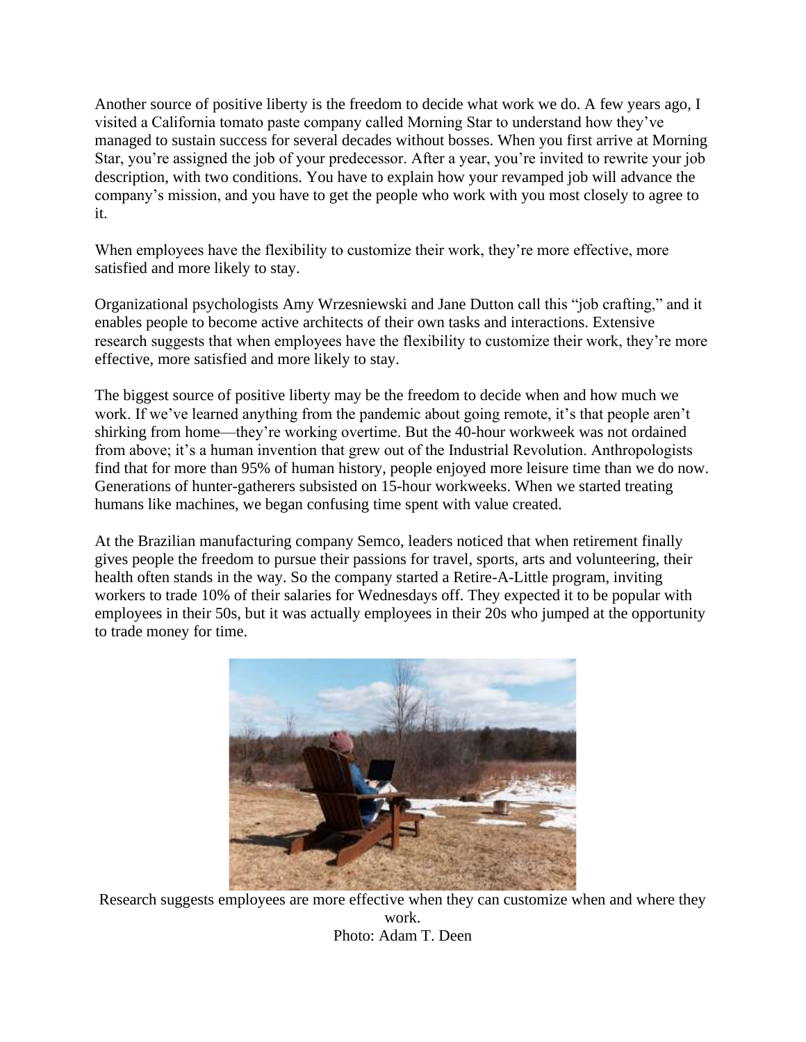Another source of positive liberty is the freedom to decide what work we do. A few years ago, I visited a California tomato paste company called Morning Star to understand how they've managed to sustain success for several decades without bosses. When you first arrive at Morning Star, you're assigned the job of your predecessor. After a year, you're invited to rewrite your job description, with two conditions. You have to explain how your revamped job will advance the company's mission, and you have to get the people who work with you most closely to agree to it.

When employees have the flexibility to customize their work, they're more effective, more satisfied and more likely to stay.

Organizational psychologists Amy Wrzesniewski and Jane Dutton call this "job crafting," and it enables people to become active architects of their own tasks and interactions. Extensive research suggests that when employees have the flexibility to customize their work, they're more effective, more satisfied and more likely to stay.

The biggest source of positive liberty may be the freedom to decide when and how much we work. If we've learned anything from the pandemic about going remote, it's that people aren't shirking from home—they're working overtime. But the 40-hour workweek was not ordained from above; it's a human invention that grew out of the Industrial Revolution. Anthropologists find that for more than 95% of human history, people enjoyed more leisure time than we do now. Generations of hunter-gatherers subsisted on 15-hour workweeks. When we started treating humans like machines, we began confusing time spent with value created.

At the Brazilian manufacturing company Semco, leaders noticed that when retirement finally gives people the freedom to pursue their passions for travel, sports, arts and volunteering, their health often stands in the way. So the company started a Retire-A-Little program, inviting workers to trade 10% of their salaries for Wednesdays off. They expected it to be popular with employees in their 50s, but it was actually employees in their 20s who jumped at the opportunity to trade money for time.

Research suggests employees are more effective when they can customize when and where they work.
Photo: Adam T. Deen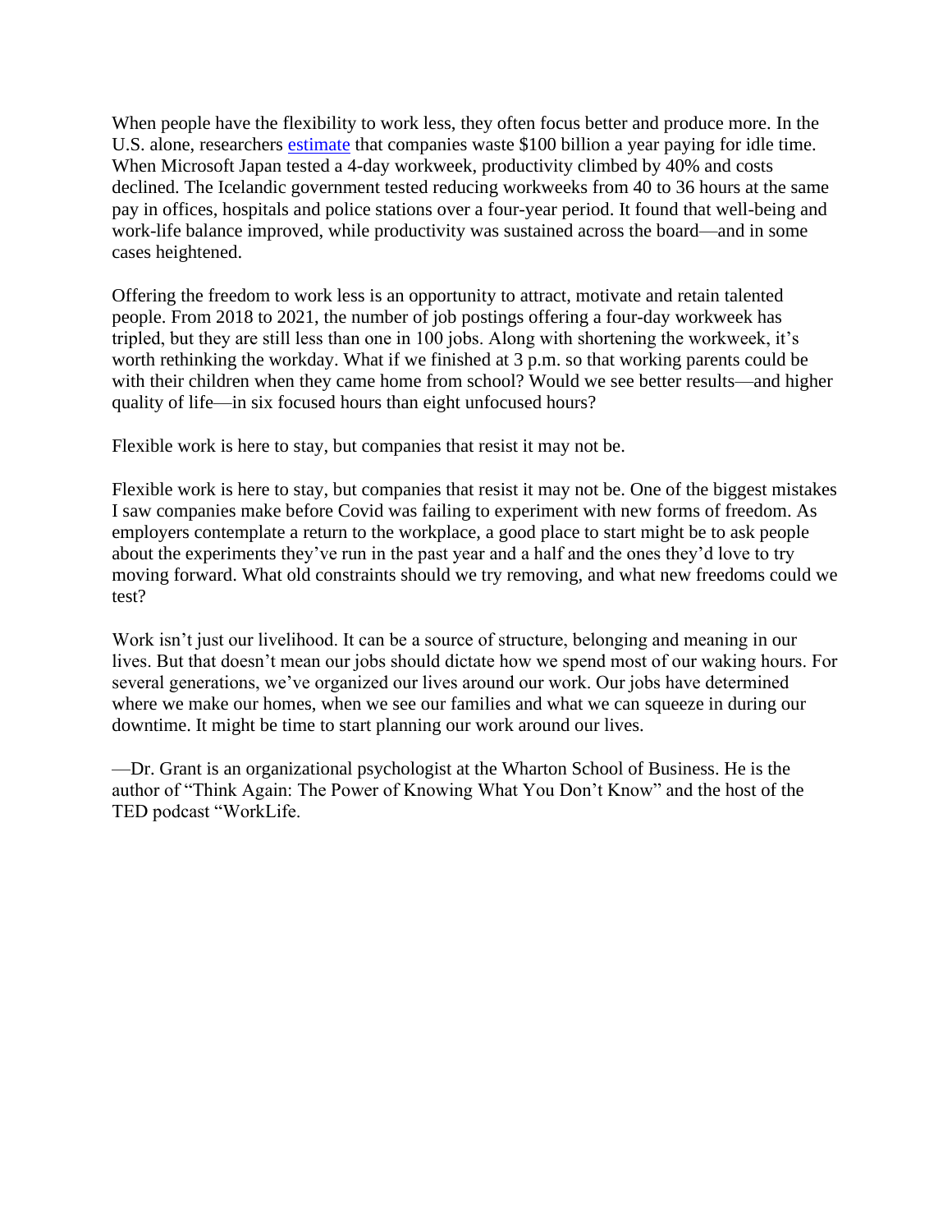When people have the flexibility to work less, they often focus better and produce more. In the U.S. alone, researchers [estimate](#) that companies waste $100 billion a year paying for idle time. When Microsoft Japan tested a 4-day workweek, productivity climbed by 40% and costs declined. The Icelandic government tested reducing workweeks from 40 to 36 hours at the same pay in offices, hospitals and police stations over a four-year period. It found that well-being and work-life balance improved, while productivity was sustained across the board—and in some cases heightened.

Offering the freedom to work less is an opportunity to attract, motivate and retain talented people. From 2018 to 2021, the number of job postings offering a four-day workweek has tripled, but they are still less than one in 100 jobs. Along with shortening the workweek, it's worth rethinking the workday. What if we finished at 3 p.m. so that working parents could be with their children when they came home from school? Would we see better results—and higher quality of life—in six focused hours than eight unfocused hours?

Flexible work is here to stay, but companies that resist it may not be.

Flexible work is here to stay, but companies that resist it may not be. One of the biggest mistakes I saw companies make before Covid was failing to experiment with new forms of freedom. As employers contemplate a return to the workplace, a good place to start might be to ask people about the experiments they've run in the past year and a half and the ones they'd love to try moving forward. What old constraints should we try removing, and what new freedoms could we test?

Work isn't just our livelihood. It can be a source of structure, belonging and meaning in our lives. But that doesn't mean our jobs should dictate how we spend most of our waking hours. For several generations, we've organized our lives around our work. Our jobs have determined where we make our homes, when we see our families and what we can squeeze in during our downtime. It might be time to start planning our work around our lives.

—Dr. Grant is an organizational psychologist at the Wharton School of Business. He is the author of "Think Again: The Power of Knowing What You Don't Know" and the host of the TED podcast "WorkLife.